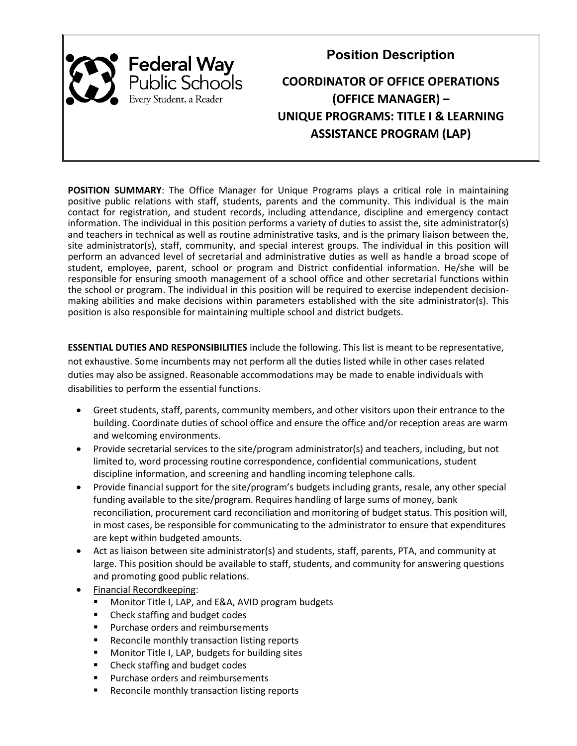Federal Way Public Schools
Every Student, a Reader

# Position Description

## COORDINATOR OF OFFICE OPERATIONS (OFFICE MANAGER) – UNIQUE PROGRAMS: TITLE I & LEARNING ASSISTANCE PROGRAM (LAP)

**POSITION SUMMARY**: The Office Manager for Unique Programs plays a critical role in maintaining positive public relations with staff, students, parents and the community. This individual is the main contact for registration, and student records, including attendance, discipline and emergency contact information. The individual in this position performs a variety of duties to assist the, site administrator(s) and teachers in technical as well as routine administrative tasks, and is the primary liaison between the, site administrator(s), staff, community, and special interest groups. The individual in this position will perform an advanced level of secretarial and administrative duties as well as handle a broad scope of student, employee, parent, school or program and District confidential information. He/she will be responsible for ensuring smooth management of a school office and other secretarial functions within the school or program. The individual in this position will be required to exercise independent decision-making abilities and make decisions within parameters established with the site administrator(s). This position is also responsible for maintaining multiple school and district budgets.

**ESSENTIAL DUTIES AND RESPONSIBILITIES** include the following. This list is meant to be representative, not exhaustive. Some incumbents may not perform all the duties listed while in other cases related duties may also be assigned. Reasonable accommodations may be made to enable individuals with disabilities to perform the essential functions.

- Greet students, staff, parents, community members, and other visitors upon their entrance to the building. Coordinate duties of school office and ensure the office and/or reception areas are warm and welcoming environments.
- Provide secretarial services to the site/program administrator(s) and teachers, including, but not limited to, word processing routine correspondence, confidential communications, student discipline information, and screening and handling incoming telephone calls.
- Provide financial support for the site/program's budgets including grants, resale, any other special funding available to the site/program. Requires handling of large sums of money, bank reconciliation, procurement card reconciliation and monitoring of budget status. This position will, in most cases, be responsible for communicating to the administrator to ensure that expenditures are kept within budgeted amounts.
- Act as liaison between site administrator(s) and students, staff, parents, PTA, and community at large. This position should be available to staff, students, and community for answering questions and promoting good public relations.
- Financial Recordkeeping:
  - Monitor Title I, LAP, and E&A, AVID program budgets
  - Check staffing and budget codes
  - Purchase orders and reimbursements
  - Reconcile monthly transaction listing reports
  - Monitor Title I, LAP, budgets for building sites
  - Check staffing and budget codes
  - Purchase orders and reimbursements
  - Reconcile monthly transaction listing reports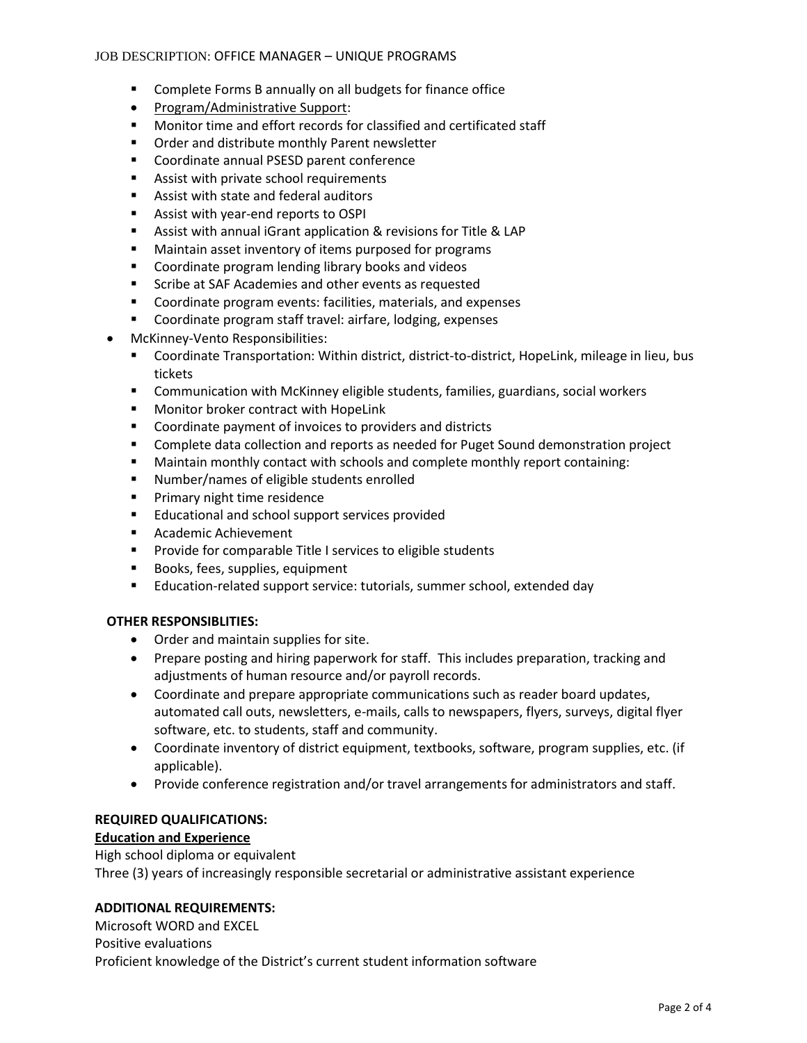- Complete Forms B annually on all budgets for finance office
- Program/Administrative Support:
  - Monitor time and effort records for classified and certificated staff
  - Order and distribute monthly Parent newsletter
  - Coordinate annual PSESD parent conference
  - Assist with private school requirements
  - Assist with state and federal auditors
  - Assist with year-end reports to OSPI
  - Assist with annual iGrant application & revisions for Title & LAP
  - Maintain asset inventory of items purposed for programs
  - Coordinate program lending library books and videos
  - Scribe at SAF Academies and other events as requested
  - Coordinate program events: facilities, materials, and expenses
  - Coordinate program staff travel: airfare, lodging, expenses
- McKinney-Vento Responsibilities:
  - Coordinate Transportation: Within district, district-to-district, HopeLink, mileage in lieu, bus tickets
  - Communication with McKinney eligible students, families, guardians, social workers
  - Monitor broker contract with HopeLink
  - Coordinate payment of invoices to providers and districts
  - Complete data collection and reports as needed for Puget Sound demonstration project
  - Maintain monthly contact with schools and complete monthly report containing:
  - Number/names of eligible students enrolled
  - Primary night time residence
  - Educational and school support services provided
  - Academic Achievement
  - Provide for comparable Title I services to eligible students
  - Books, fees, supplies, equipment
  - Education-related support service: tutorials, summer school, extended day

**OTHER RESPONSIBLITIES:**

- Order and maintain supplies for site.
- Prepare posting and hiring paperwork for staff. This includes preparation, tracking and adjustments of human resource and/or payroll records.
- Coordinate and prepare appropriate communications such as reader board updates, automated call outs, newsletters, e-mails, calls to newspapers, flyers, surveys, digital flyer software, etc. to students, staff and community.
- Coordinate inventory of district equipment, textbooks, software, program supplies, etc. (if applicable).
- Provide conference registration and/or travel arrangements for administrators and staff.

**REQUIRED QUALIFICATIONS:**

**Education and Experience**

High school diploma or equivalent

Three (3) years of increasingly responsible secretarial or administrative assistant experience

**ADDITIONAL REQUIREMENTS:**

Microsoft WORD and EXCEL

Positive evaluations

Proficient knowledge of the District's current student information software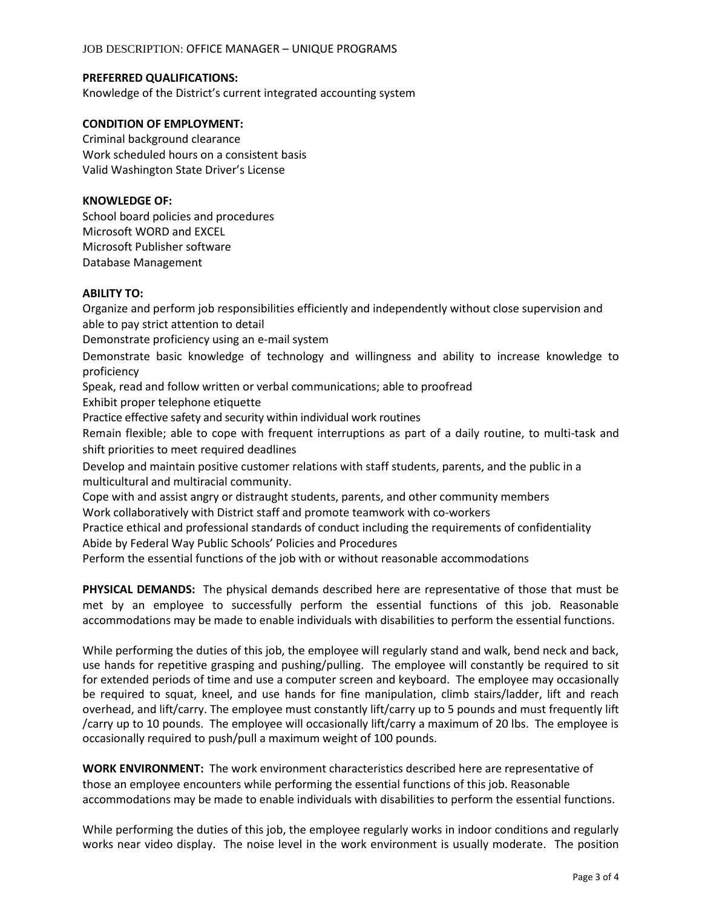**PREFERRED QUALIFICATIONS:**
Knowledge of the District's current integrated accounting system

**CONDITION OF EMPLOYMENT:**
Criminal background clearance
Work scheduled hours on a consistent basis
Valid Washington State Driver's License

**KNOWLEDGE OF:**
School board policies and procedures
Microsoft WORD and EXCEL
Microsoft Publisher software
Database Management

**ABILITY TO:**
Organize and perform job responsibilities efficiently and independently without close supervision and able to pay strict attention to detail
Demonstrate proficiency using an e-mail system
Demonstrate basic knowledge of technology and willingness and ability to increase knowledge to proficiency
Speak, read and follow written or verbal communications; able to proofread
Exhibit proper telephone etiquette
Practice effective safety and security within individual work routines
Remain flexible; able to cope with frequent interruptions as part of a daily routine, to multi-task and shift priorities to meet required deadlines
Develop and maintain positive customer relations with staff students, parents, and the public in a multicultural and multiracial community.
Cope with and assist angry or distraught students, parents, and other community members
Work collaboratively with District staff and promote teamwork with co-workers
Practice ethical and professional standards of conduct including the requirements of confidentiality
Abide by Federal Way Public Schools' Policies and Procedures
Perform the essential functions of the job with or without reasonable accommodations

**PHYSICAL DEMANDS:** The physical demands described here are representative of those that must be met by an employee to successfully perform the essential functions of this job. Reasonable accommodations may be made to enable individuals with disabilities to perform the essential functions.

While performing the duties of this job, the employee will regularly stand and walk, bend neck and back, use hands for repetitive grasping and pushing/pulling. The employee will constantly be required to sit for extended periods of time and use a computer screen and keyboard. The employee may occasionally be required to squat, kneel, and use hands for fine manipulation, climb stairs/ladder, lift and reach overhead, and lift/carry. The employee must constantly lift/carry up to 5 pounds and must frequently lift /carry up to 10 pounds. The employee will occasionally lift/carry a maximum of 20 lbs. The employee is occasionally required to push/pull a maximum weight of 100 pounds.

**WORK ENVIRONMENT:** The work environment characteristics described here are representative of those an employee encounters while performing the essential functions of this job. Reasonable accommodations may be made to enable individuals with disabilities to perform the essential functions.

While performing the duties of this job, the employee regularly works in indoor conditions and regularly works near video display. The noise level in the work environment is usually moderate. The position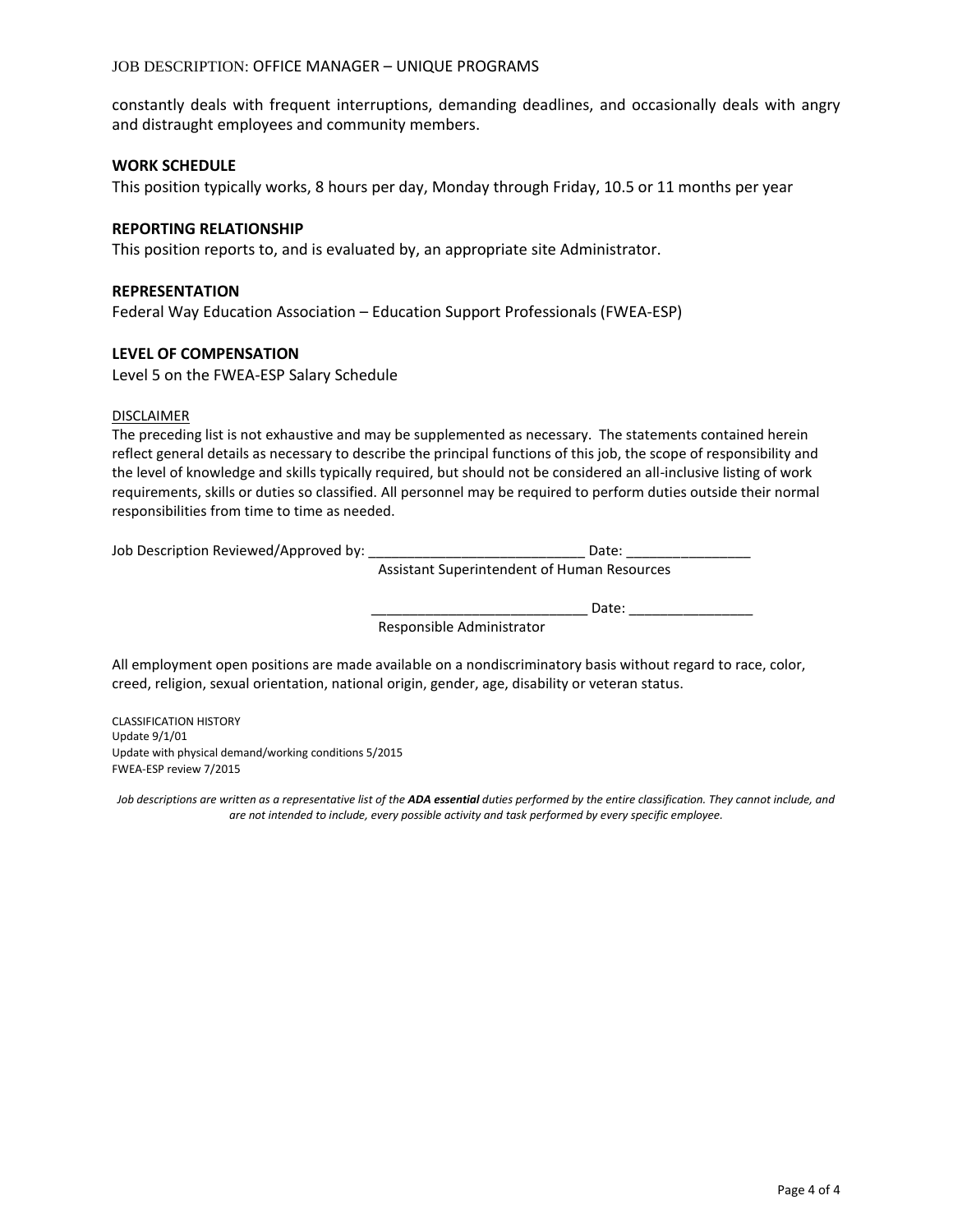constantly deals with frequent interruptions, demanding deadlines, and occasionally deals with angry and distraught employees and community members.

### WORK SCHEDULE

This position typically works, 8 hours per day, Monday through Friday, 10.5 or 11 months per year

### REPORTING RELATIONSHIP

This position reports to, and is evaluated by, an appropriate site Administrator.

### REPRESENTATION

Federal Way Education Association – Education Support Professionals (FWEA-ESP)

### LEVEL OF COMPENSATION

Level 5 on the FWEA-ESP Salary Schedule

DISCLAIMER

The preceding list is not exhaustive and may be supplemented as necessary. The statements contained herein reflect general details as necessary to describe the principal functions of this job, the scope of responsibility and the level of knowledge and skills typically required, but should not be considered an all-inclusive listing of work requirements, skills or duties so classified. All personnel may be required to perform duties outside their normal responsibilities from time to time as needed.

Job Description Reviewed/Approved by: ____________________________ Date: ________________

Assistant Superintendent of Human Resources

____________________________ Date: ________________

Responsible Administrator

All employment open positions are made available on a nondiscriminatory basis without regard to race, color, creed, religion, sexual orientation, national origin, gender, age, disability or veteran status.

CLASSIFICATION HISTORY
Update 9/1/01
Update with physical demand/working conditions 5/2015
FWEA-ESP review 7/2015

*Job descriptions are written as a representative list of the **ADA essential** duties performed by the entire classification. They cannot include, and are not intended to include, every possible activity and task performed by every specific employee.*